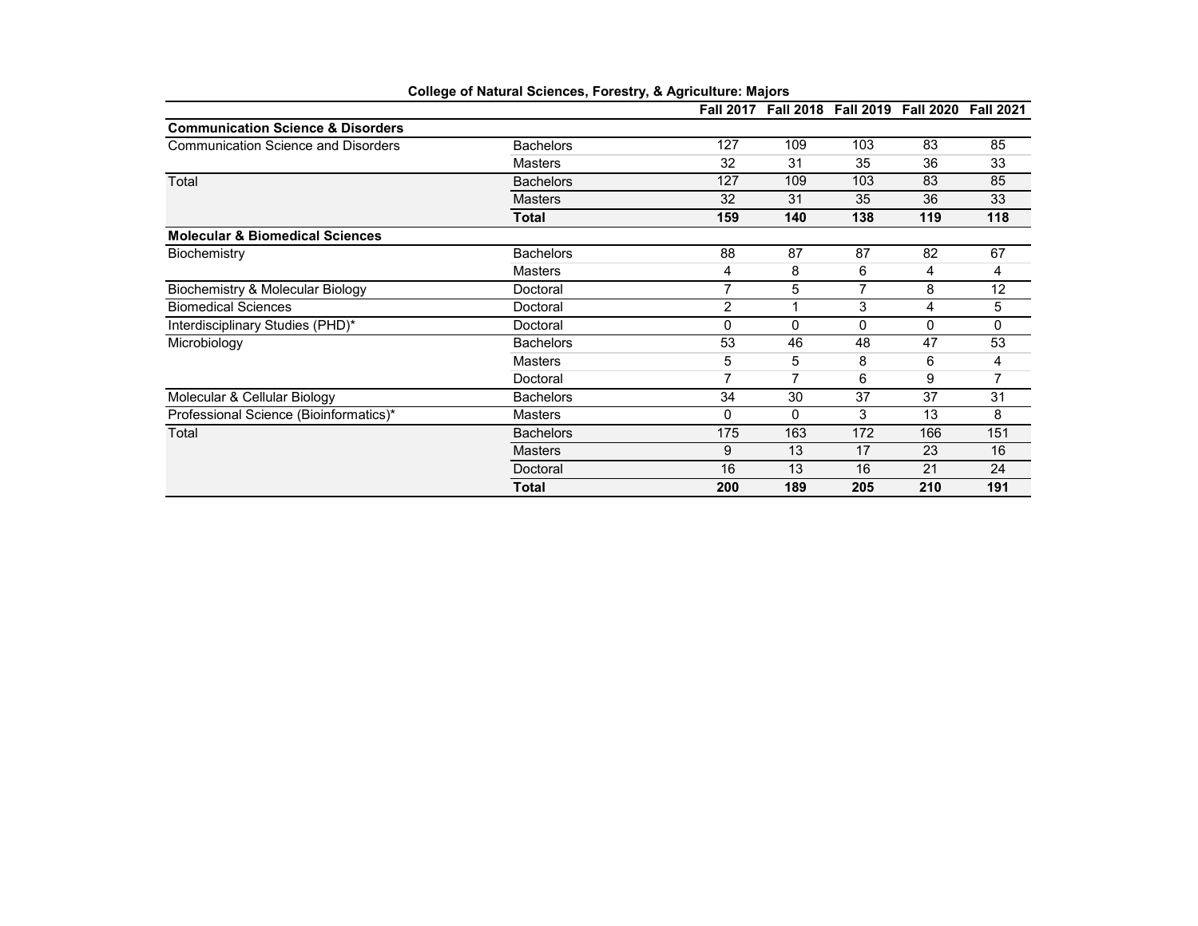**College of Natural Sciences, Forestry, & Agriculture: Majors**

| | | Fall 2017 | Fall 2018 | Fall 2019 | Fall 2020 | Fall 2021 |
|---|---|---|---|---|---|---|
| **Communication Science & Disorders** | | | | | | |
| Communication Science and Disorders | Bachelors | 127 | 109 | 103 | 83 | 85 |
| | Masters | 32 | 31 | 35 | 36 | 33 |
| Total | Bachelors | 127 | 109 | 103 | 83 | 85 |
| | Masters | 32 | 31 | 35 | 36 | 33 |
| | **Total** | **159** | **140** | **138** | **119** | **118** |
| **Molecular & Biomedical Sciences** | | | | | | |
| Biochemistry | Bachelors | 88 | 87 | 87 | 82 | 67 |
| | Masters | 4 | 8 | 6 | 4 | 4 |
| Biochemistry & Molecular Biology | Doctoral | 7 | 5 | 7 | 8 | 12 |
| Biomedical Sciences | Doctoral | 2 | 1 | 3 | 4 | 5 |
| Interdisciplinary Studies (PHD)* | Doctoral | 0 | 0 | 0 | 0 | 0 |
| Microbiology | Bachelors | 53 | 46 | 48 | 47 | 53 |
| | Masters | 5 | 5 | 8 | 6 | 4 |
| | Doctoral | 7 | 7 | 6 | 9 | 7 |
| Molecular & Cellular Biology | Bachelors | 34 | 30 | 37 | 37 | 31 |
| Professional Science (Bioinformatics)* | Masters | 0 | 0 | 3 | 13 | 8 |
| Total | Bachelors | 175 | 163 | 172 | 166 | 151 |
| | Masters | 9 | 13 | 17 | 23 | 16 |
| | Doctoral | 16 | 13 | 16 | 21 | 24 |
| | **Total** | **200** | **189** | **205** | **210** | **191** |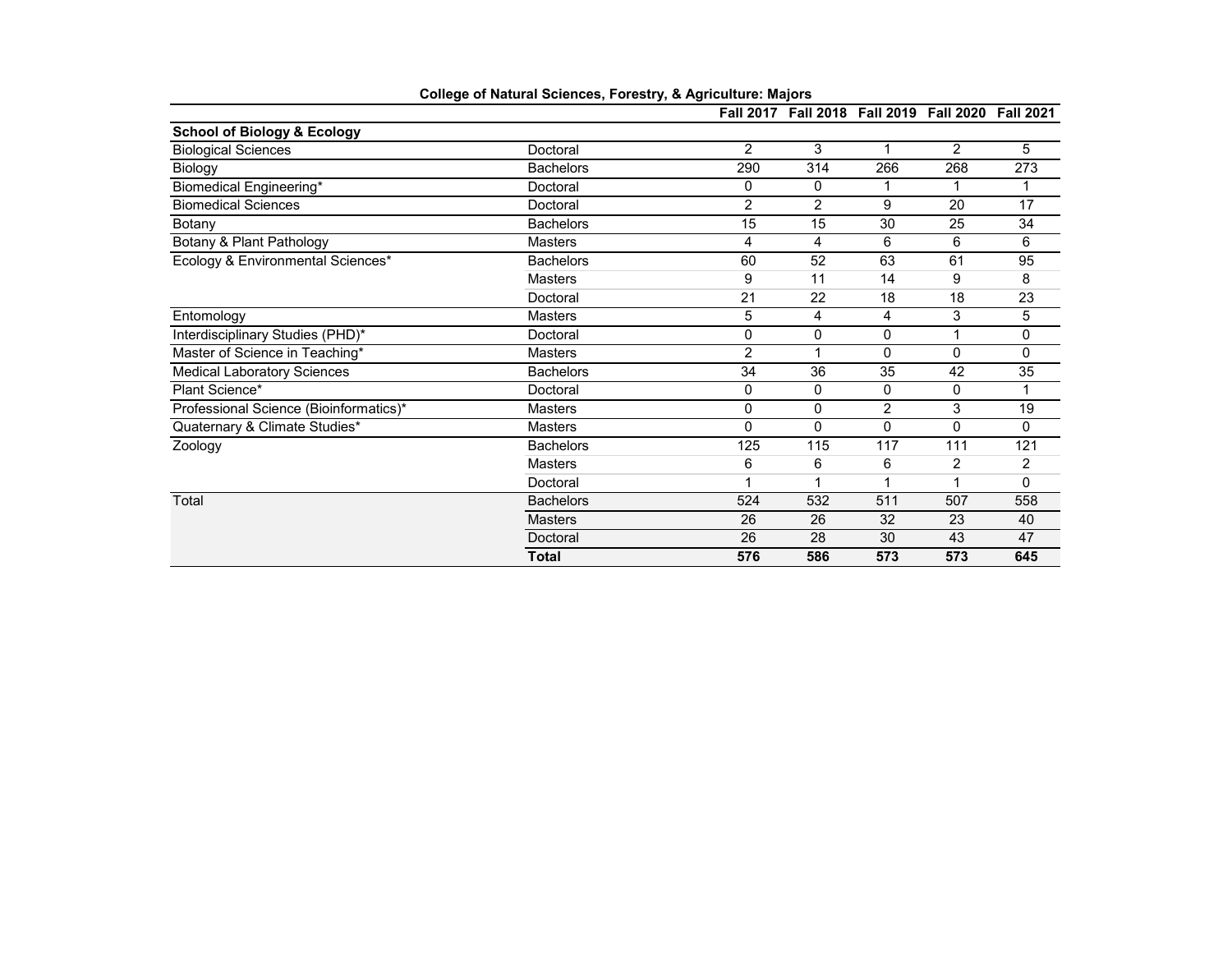**College of Natural Sciences, Forestry, & Agriculture: Majors**

| | | Fall 2017 | Fall 2018 | Fall 2019 | Fall 2020 | Fall 2021 |
|---|---|---|---|---|---|---|
| **School of Biology & Ecology** | | | | | | |
| Biological Sciences | Doctoral | 2 | 3 | 1 | 2 | 5 |
| Biology | Bachelors | 290 | 314 | 266 | 268 | 273 |
| Biomedical Engineering* | Doctoral | 0 | 0 | 1 | 1 | 1 |
| Biomedical Sciences | Doctoral | 2 | 2 | 9 | 20 | 17 |
| Botany | Bachelors | 15 | 15 | 30 | 25 | 34 |
| Botany & Plant Pathology | Masters | 4 | 4 | 6 | 6 | 6 |
| Ecology & Environmental Sciences* | Bachelors | 60 | 52 | 63 | 61 | 95 |
| | Masters | 9 | 11 | 14 | 9 | 8 |
| | Doctoral | 21 | 22 | 18 | 18 | 23 |
| Entomology | Masters | 5 | 4 | 4 | 3 | 5 |
| Interdisciplinary Studies (PHD)* | Doctoral | 0 | 0 | 0 | 1 | 0 |
| Master of Science in Teaching* | Masters | 2 | 1 | 0 | 0 | 0 |
| Medical Laboratory Sciences | Bachelors | 34 | 36 | 35 | 42 | 35 |
| Plant Science* | Doctoral | 0 | 0 | 0 | 0 | 1 |
| Professional Science (Bioinformatics)* | Masters | 0 | 0 | 2 | 3 | 19 |
| Quaternary & Climate Studies* | Masters | 0 | 0 | 0 | 0 | 0 |
| Zoology | Bachelors | 125 | 115 | 117 | 111 | 121 |
| | Masters | 6 | 6 | 6 | 2 | 2 |
| | Doctoral | 1 | 1 | 1 | 1 | 0 |
| Total | Bachelors | 524 | 532 | 511 | 507 | 558 |
| | Masters | 26 | 26 | 32 | 23 | 40 |
| | Doctoral | 26 | 28 | 30 | 43 | 47 |
| | **Total** | **576** | **586** | **573** | **573** | **645** |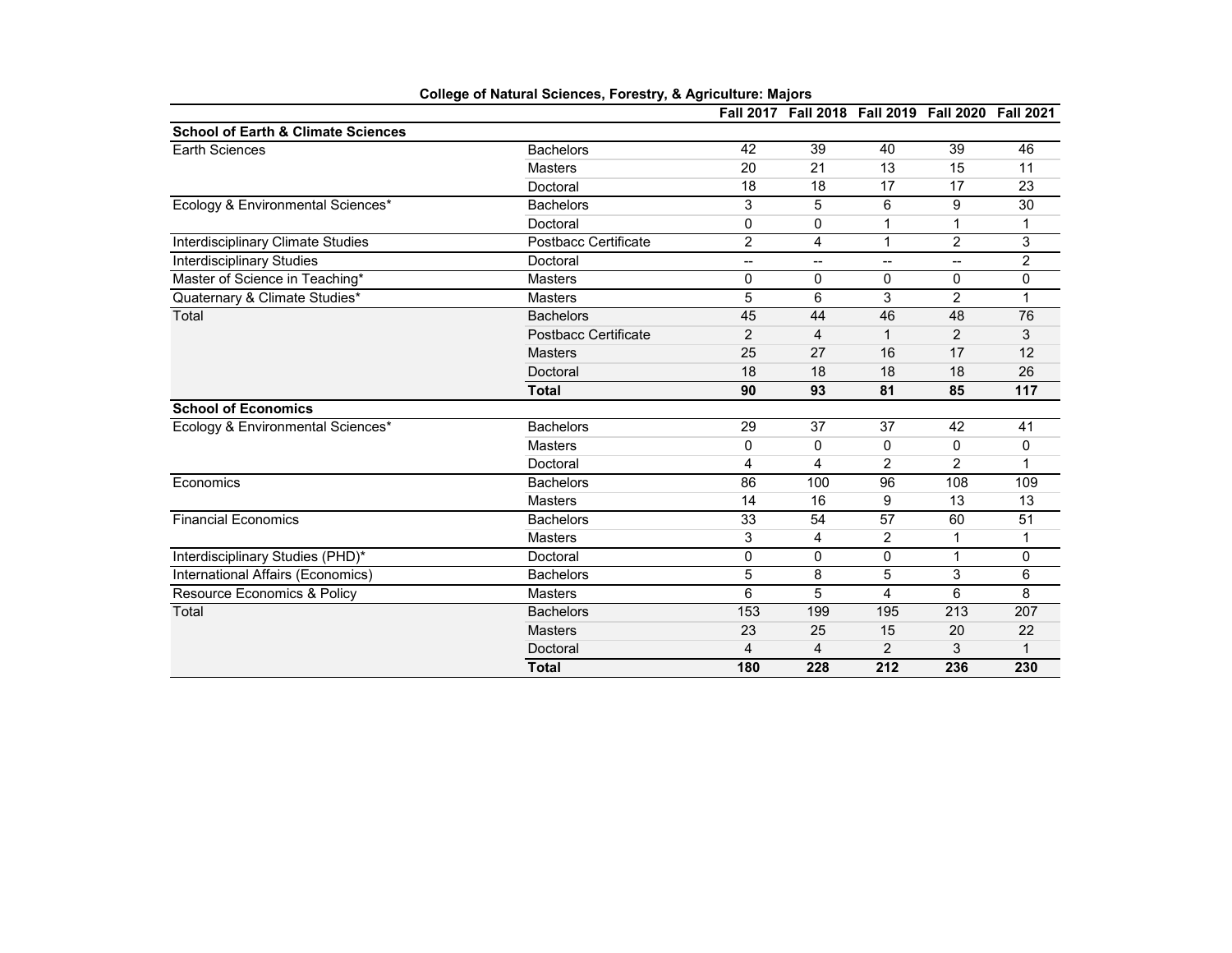**College of Natural Sciences, Forestry, & Agriculture: Majors**

| | | Fall 2017 | Fall 2018 | Fall 2019 | Fall 2020 | Fall 2021 |
|---|---|---|---|---|---|---|
| **School of Earth & Climate Sciences** | | | | | | |
| Earth Sciences | Bachelors | 42 | 39 | 40 | 39 | 46 |
| | Masters | 20 | 21 | 13 | 15 | 11 |
| | Doctoral | 18 | 18 | 17 | 17 | 23 |
| Ecology & Environmental Sciences* | Bachelors | 3 | 5 | 6 | 9 | 30 |
| | Doctoral | 0 | 0 | 1 | 1 | 1 |
| Interdisciplinary Climate Studies | Postbacc Certificate | 2 | 4 | 1 | 2 | 3 |
| Interdisciplinary Studies | Doctoral | -- | -- | -- | -- | 2 |
| Master of Science in Teaching* | Masters | 0 | 0 | 0 | 0 | 0 |
| Quaternary & Climate Studies* | Masters | 5 | 6 | 3 | 2 | 1 |
| Total | Bachelors | 45 | 44 | 46 | 48 | 76 |
| | Postbacc Certificate | 2 | 4 | 1 | 2 | 3 |
| | Masters | 25 | 27 | 16 | 17 | 12 |
| | Doctoral | 18 | 18 | 18 | 18 | 26 |
| | **Total** | **90** | **93** | **81** | **85** | **117** |
| **School of Economics** | | | | | | |
| Ecology & Environmental Sciences* | Bachelors | 29 | 37 | 37 | 42 | 41 |
| | Masters | 0 | 0 | 0 | 0 | 0 |
| | Doctoral | 4 | 4 | 2 | 2 | 1 |
| Economics | Bachelors | 86 | 100 | 96 | 108 | 109 |
| | Masters | 14 | 16 | 9 | 13 | 13 |
| Financial Economics | Bachelors | 33 | 54 | 57 | 60 | 51 |
| | Masters | 3 | 4 | 2 | 1 | 1 |
| Interdisciplinary Studies (PHD)* | Doctoral | 0 | 0 | 0 | 1 | 0 |
| International Affairs (Economics) | Bachelors | 5 | 8 | 5 | 3 | 6 |
| Resource Economics & Policy | Masters | 6 | 5 | 4 | 6 | 8 |
| Total | Bachelors | 153 | 199 | 195 | 213 | 207 |
| | Masters | 23 | 25 | 15 | 20 | 22 |
| | Doctoral | 4 | 4 | 2 | 3 | 1 |
| | **Total** | **180** | **228** | **212** | **236** | **230** |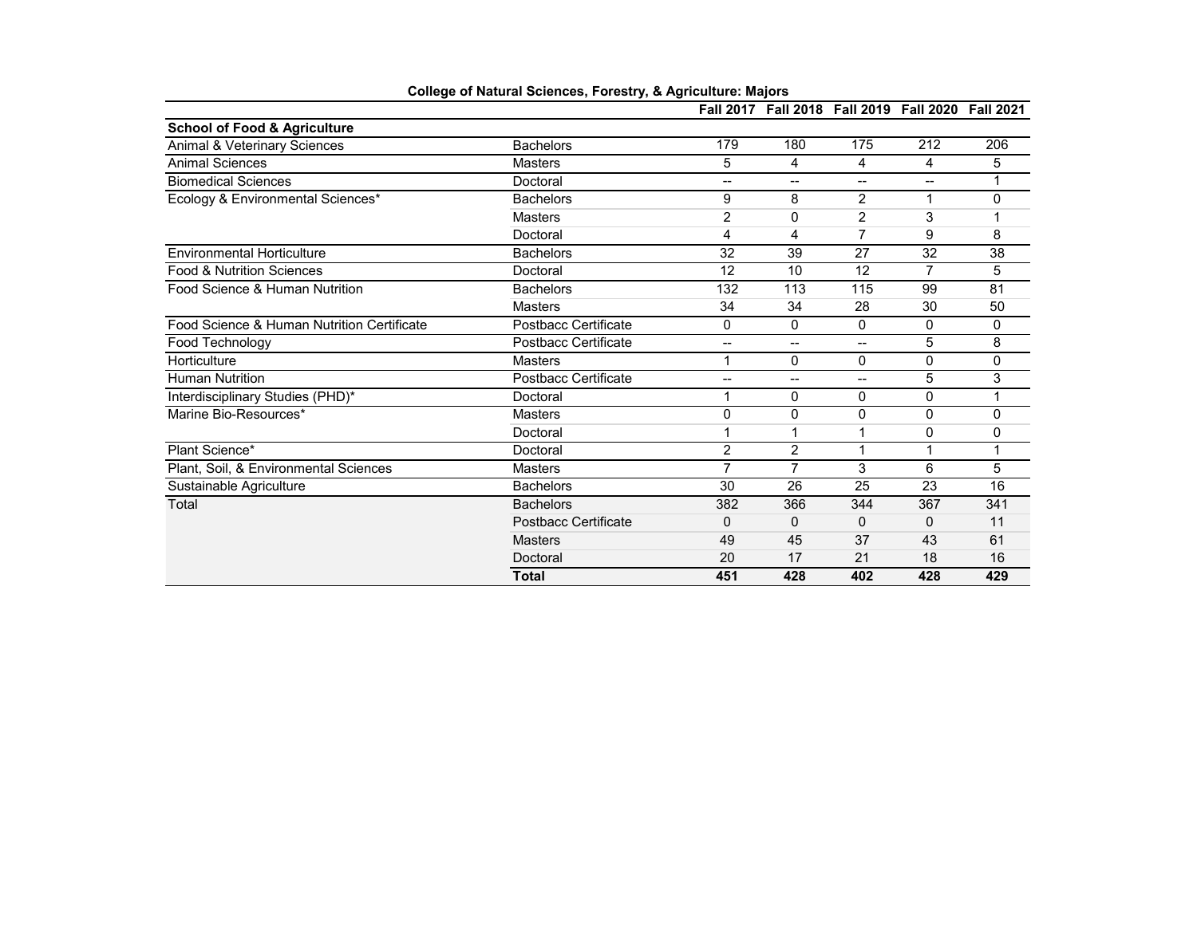**College of Natural Sciences, Forestry, & Agriculture: Majors**

| | | Fall 2017 | Fall 2018 | Fall 2019 | Fall 2020 | Fall 2021 |
|---|---|---|---|---|---|---|
| **School of Food & Agriculture** | | | | | | |
| Animal & Veterinary Sciences | Bachelors | 179 | 180 | 175 | 212 | 206 |
| Animal Sciences | Masters | 5 | 4 | 4 | 4 | 5 |
| Biomedical Sciences | Doctoral | -- | -- | -- | -- | 1 |
| Ecology & Environmental Sciences* | Bachelors | 9 | 8 | 2 | 1 | 0 |
| | Masters | 2 | 0 | 2 | 3 | 1 |
| | Doctoral | 4 | 4 | 7 | 9 | 8 |
| Environmental Horticulture | Bachelors | 32 | 39 | 27 | 32 | 38 |
| Food & Nutrition Sciences | Doctoral | 12 | 10 | 12 | 7 | 5 |
| Food Science & Human Nutrition | Bachelors | 132 | 113 | 115 | 99 | 81 |
| | Masters | 34 | 34 | 28 | 30 | 50 |
| Food Science & Human Nutrition Certificate | Postbacc Certificate | 0 | 0 | 0 | 0 | 0 |
| Food Technology | Postbacc Certificate | -- | -- | -- | 5 | 8 |
| Horticulture | Masters | 1 | 0 | 0 | 0 | 0 |
| Human Nutrition | Postbacc Certificate | -- | -- | -- | 5 | 3 |
| Interdisciplinary Studies (PHD)* | Doctoral | 1 | 0 | 0 | 0 | 1 |
| Marine Bio-Resources* | Masters | 0 | 0 | 0 | 0 | 0 |
| | Doctoral | 1 | 1 | 1 | 0 | 0 |
| Plant Science* | Doctoral | 2 | 2 | 1 | 1 | 1 |
| Plant, Soil, & Environmental Sciences | Masters | 7 | 7 | 3 | 6 | 5 |
| Sustainable Agriculture | Bachelors | 30 | 26 | 25 | 23 | 16 |
| Total | Bachelors | 382 | 366 | 344 | 367 | 341 |
| | Postbacc Certificate | 0 | 0 | 0 | 0 | 11 |
| | Masters | 49 | 45 | 37 | 43 | 61 |
| | Doctoral | 20 | 17 | 21 | 18 | 16 |
| | **Total** | **451** | **428** | **402** | **428** | **429** |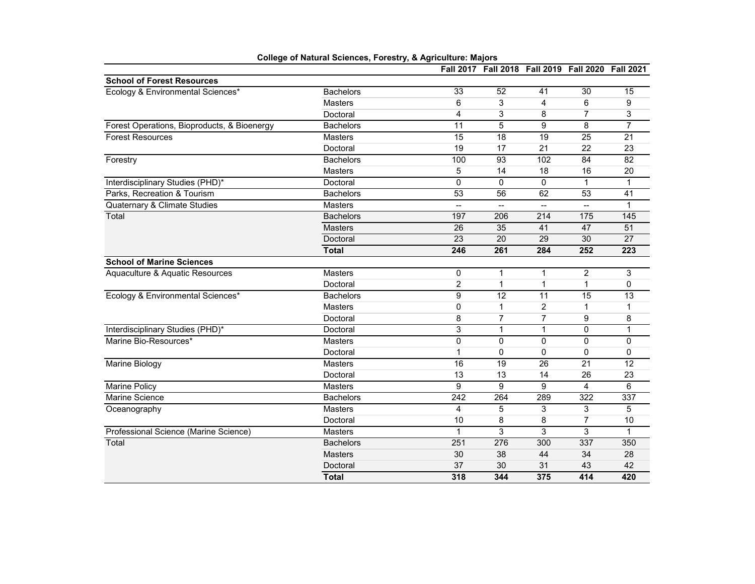**College of Natural Sciences, Forestry, & Agriculture: Majors**

| | | Fall 2017 | Fall 2018 | Fall 2019 | Fall 2020 | Fall 2021 |
|---|---|---|---|---|---|---|
| **School of Forest Resources** | | | | | | |
| Ecology & Environmental Sciences* | Bachelors | 33 | 52 | 41 | 30 | 15 |
| | Masters | 6 | 3 | 4 | 6 | 9 |
| | Doctoral | 4 | 3 | 8 | 7 | 3 |
| Forest Operations, Bioproducts, & Bioenergy | Bachelors | 11 | 5 | 9 | 8 | 7 |
| Forest Resources | Masters | 15 | 18 | 19 | 25 | 21 |
| | Doctoral | 19 | 17 | 21 | 22 | 23 |
| Forestry | Bachelors | 100 | 93 | 102 | 84 | 82 |
| | Masters | 5 | 14 | 18 | 16 | 20 |
| Interdisciplinary Studies (PHD)* | Doctoral | 0 | 0 | 0 | 1 | 1 |
| Parks, Recreation & Tourism | Bachelors | 53 | 56 | 62 | 53 | 41 |
| Quaternary & Climate Studies | Masters | -- | -- | -- | -- | 1 |
| Total | Bachelors | 197 | 206 | 214 | 175 | 145 |
| | Masters | 26 | 35 | 41 | 47 | 51 |
| | Doctoral | 23 | 20 | 29 | 30 | 27 |
| | **Total** | **246** | **261** | **284** | **252** | **223** |
| **School of Marine Sciences** | | | | | | |
| Aquaculture & Aquatic Resources | Masters | 0 | 1 | 1 | 2 | 3 |
| | Doctoral | 2 | 1 | 1 | 1 | 0 |
| Ecology & Environmental Sciences* | Bachelors | 9 | 12 | 11 | 15 | 13 |
| | Masters | 0 | 1 | 2 | 1 | 1 |
| | Doctoral | 8 | 7 | 7 | 9 | 8 |
| Interdisciplinary Studies (PHD)* | Doctoral | 3 | 1 | 1 | 0 | 1 |
| Marine Bio-Resources* | Masters | 0 | 0 | 0 | 0 | 0 |
| | Doctoral | 1 | 0 | 0 | 0 | 0 |
| Marine Biology | Masters | 16 | 19 | 26 | 21 | 12 |
| | Doctoral | 13 | 13 | 14 | 26 | 23 |
| Marine Policy | Masters | 9 | 9 | 9 | 4 | 6 |
| Marine Science | Bachelors | 242 | 264 | 289 | 322 | 337 |
| Oceanography | Masters | 4 | 5 | 3 | 3 | 5 |
| | Doctoral | 10 | 8 | 8 | 7 | 10 |
| Professional Science (Marine Science) | Masters | 1 | 3 | 3 | 3 | 1 |
| Total | Bachelors | 251 | 276 | 300 | 337 | 350 |
| | Masters | 30 | 38 | 44 | 34 | 28 |
| | Doctoral | 37 | 30 | 31 | 43 | 42 |
| | **Total** | **318** | **344** | **375** | **414** | **420** |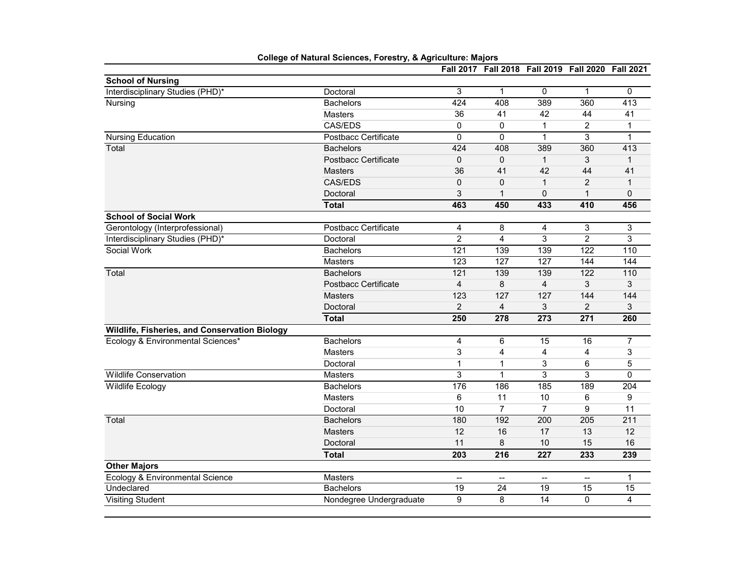**College of Natural Sciences, Forestry, & Agriculture: Majors**

| | | Fall 2017 | Fall 2018 | Fall 2019 | Fall 2020 | Fall 2021 |
|---|---|---|---|---|---|---|
| **School of Nursing** | | | | | | |
| Interdisciplinary Studies (PHD)* | Doctoral | 3 | 1 | 0 | 1 | 0 |
| Nursing | Bachelors | 424 | 408 | 389 | 360 | 413 |
| | Masters | 36 | 41 | 42 | 44 | 41 |
| | CAS/EDS | 0 | 0 | 1 | 2 | 1 |
| Nursing Education | Postbacc Certificate | 0 | 0 | 1 | 3 | 1 |
| Total | Bachelors | 424 | 408 | 389 | 360 | 413 |
| | Postbacc Certificate | 0 | 0 | 1 | 3 | 1 |
| | Masters | 36 | 41 | 42 | 44 | 41 |
| | CAS/EDS | 0 | 0 | 1 | 2 | 1 |
| | Doctoral | 3 | 1 | 0 | 1 | 0 |
| | **Total** | **463** | **450** | **433** | **410** | **456** |
| **School of Social Work** | | | | | | |
| Gerontology (Interprofessional) | Postbacc Certificate | 4 | 8 | 4 | 3 | 3 |
| Interdisciplinary Studies (PHD)* | Doctoral | 2 | 4 | 3 | 2 | 3 |
| Social Work | Bachelors | 121 | 139 | 139 | 122 | 110 |
| | Masters | 123 | 127 | 127 | 144 | 144 |
| Total | Bachelors | 121 | 139 | 139 | 122 | 110 |
| | Postbacc Certificate | 4 | 8 | 4 | 3 | 3 |
| | Masters | 123 | 127 | 127 | 144 | 144 |
| | Doctoral | 2 | 4 | 3 | 2 | 3 |
| | **Total** | **250** | **278** | **273** | **271** | **260** |
| **Wildlife, Fisheries, and Conservation Biology** | | | | | | |
| Ecology & Environmental Sciences* | Bachelors | 4 | 6 | 15 | 16 | 7 |
| | Masters | 3 | 4 | 4 | 4 | 3 |
| | Doctoral | 1 | 1 | 3 | 6 | 5 |
| Wildlife Conservation | Masters | 3 | 1 | 3 | 3 | 0 |
| Wildlife Ecology | Bachelors | 176 | 186 | 185 | 189 | 204 |
| | Masters | 6 | 11 | 10 | 6 | 9 |
| | Doctoral | 10 | 7 | 7 | 9 | 11 |
| Total | Bachelors | 180 | 192 | 200 | 205 | 211 |
| | Masters | 12 | 16 | 17 | 13 | 12 |
| | Doctoral | 11 | 8 | 10 | 15 | 16 |
| | **Total** | **203** | **216** | **227** | **233** | **239** |
| **Other Majors** | | | | | | |
| Ecology & Environmental Science | Masters | -- | -- | -- | -- | 1 |
| Undeclared | Bachelors | 19 | 24 | 19 | 15 | 15 |
| Visiting Student | Nondegree Undergraduate | 9 | 8 | 14 | 0 | 4 |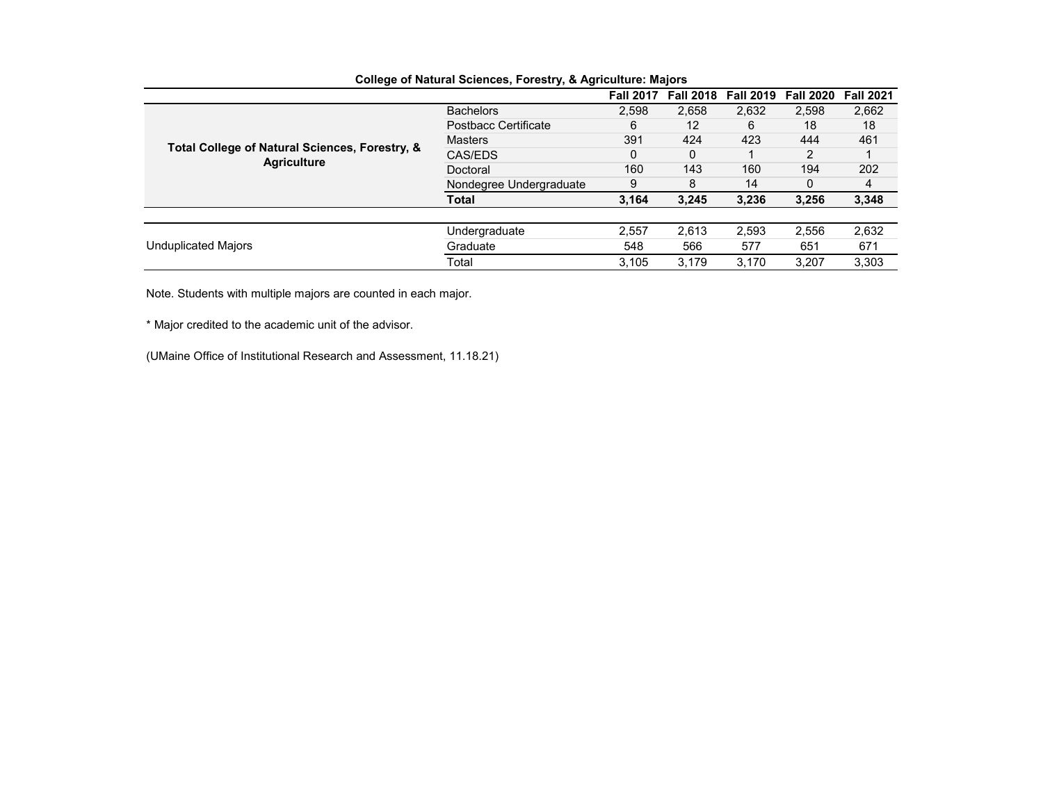**College of Natural Sciences, Forestry, & Agriculture: Majors**

| | | Fall 2017 | Fall 2018 | Fall 2019 | Fall 2020 | Fall 2021 |
|---|---|---|---|---|---|---|
| **Total College of Natural Sciences, Forestry, & Agriculture** | Bachelors | 2,598 | 2,658 | 2,632 | 2,598 | 2,662 |
| | Postbacc Certificate | 6 | 12 | 6 | 18 | 18 |
| | Masters | 391 | 424 | 423 | 444 | 461 |
| | CAS/EDS | 0 | 0 | 1 | 2 | 1 |
| | Doctoral | 160 | 143 | 160 | 194 | 202 |
| | Nondegree Undergraduate | 9 | 8 | 14 | 0 | 4 |
| | **Total** | **3,164** | **3,245** | **3,236** | **3,256** | **3,348** |
| | | | | | | |
| Unduplicated Majors | Undergraduate | 2,557 | 2,613 | 2,593 | 2,556 | 2,632 |
| | Graduate | 548 | 566 | 577 | 651 | 671 |
| | Total | 3,105 | 3,179 | 3,170 | 3,207 | 3,303 |

Note. Students with multiple majors are counted in each major.

* Major credited to the academic unit of the advisor.

(UMaine Office of Institutional Research and Assessment, 11.18.21)